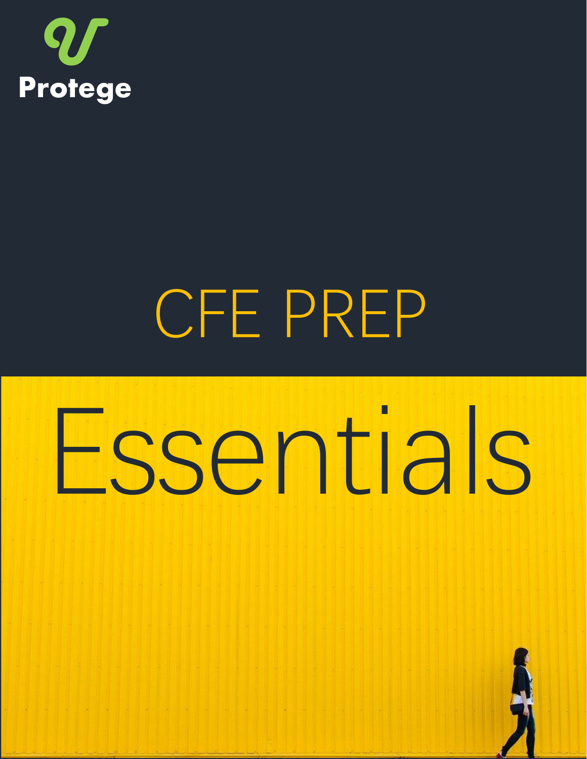Protege

# CFE PREP

# Essentials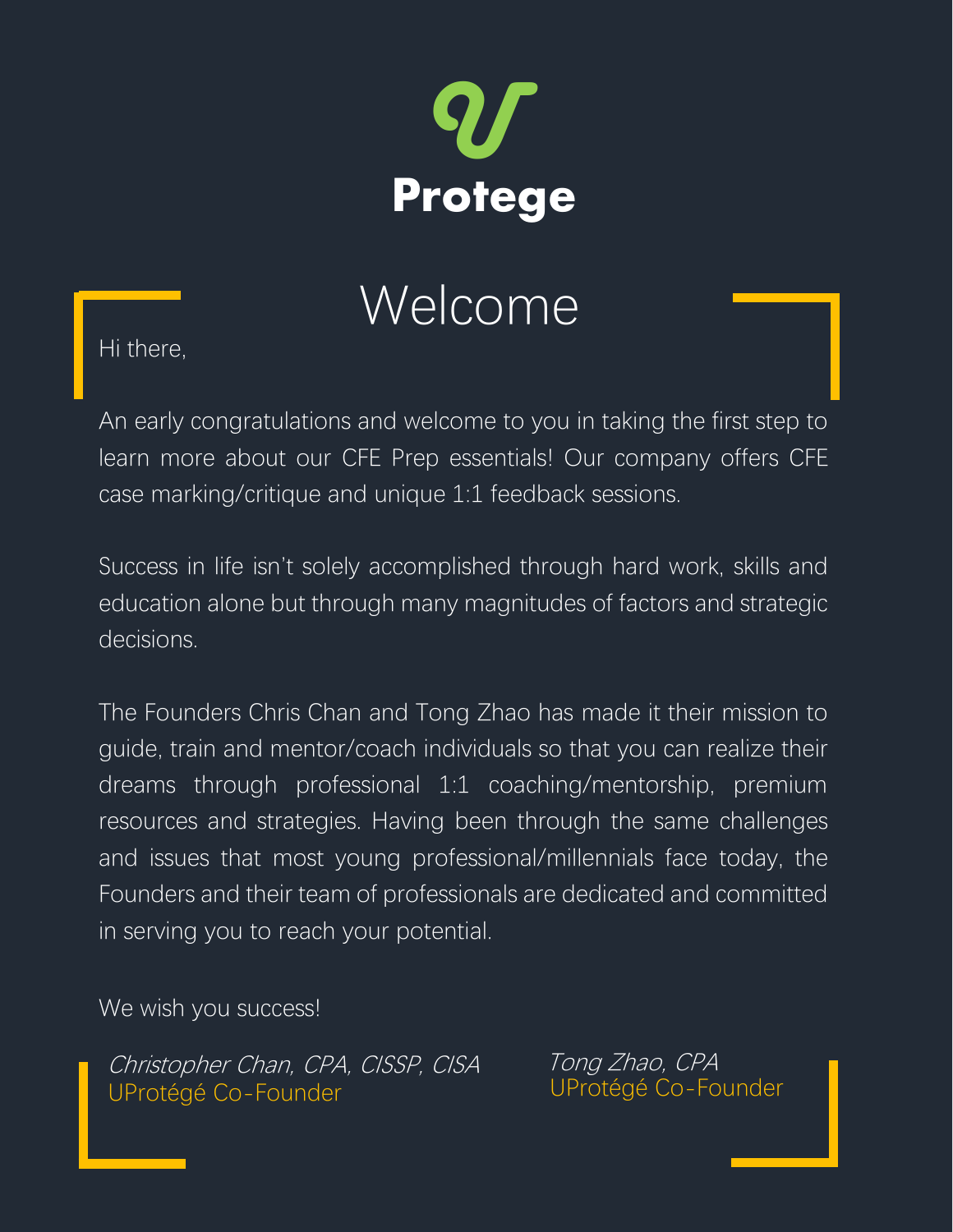Protege

# Welcome

Hi there,

An early congratulations and welcome to you in taking the first step to learn more about our CFE Prep essentials! Our company offers CFE case marking/critique and unique 1:1 feedback sessions.

Success in life isn't solely accomplished through hard work, skills and education alone but through many magnitudes of factors and strategic decisions.

The Founders Chris Chan and Tong Zhao has made it their mission to guide, train and mentor/coach individuals so that you can realize their dreams through professional 1:1 coaching/mentorship, premium resources and strategies. Having been through the same challenges and issues that most young professional/millennials face today, the Founders and their team of professionals are dedicated and committed in serving you to reach your potential.

We wish you success!

*Christopher Chan, CPA, CISSP, CISA*
UProtégé Co-Founder

*Tong Zhao, CPA*
UProtégé Co-Founder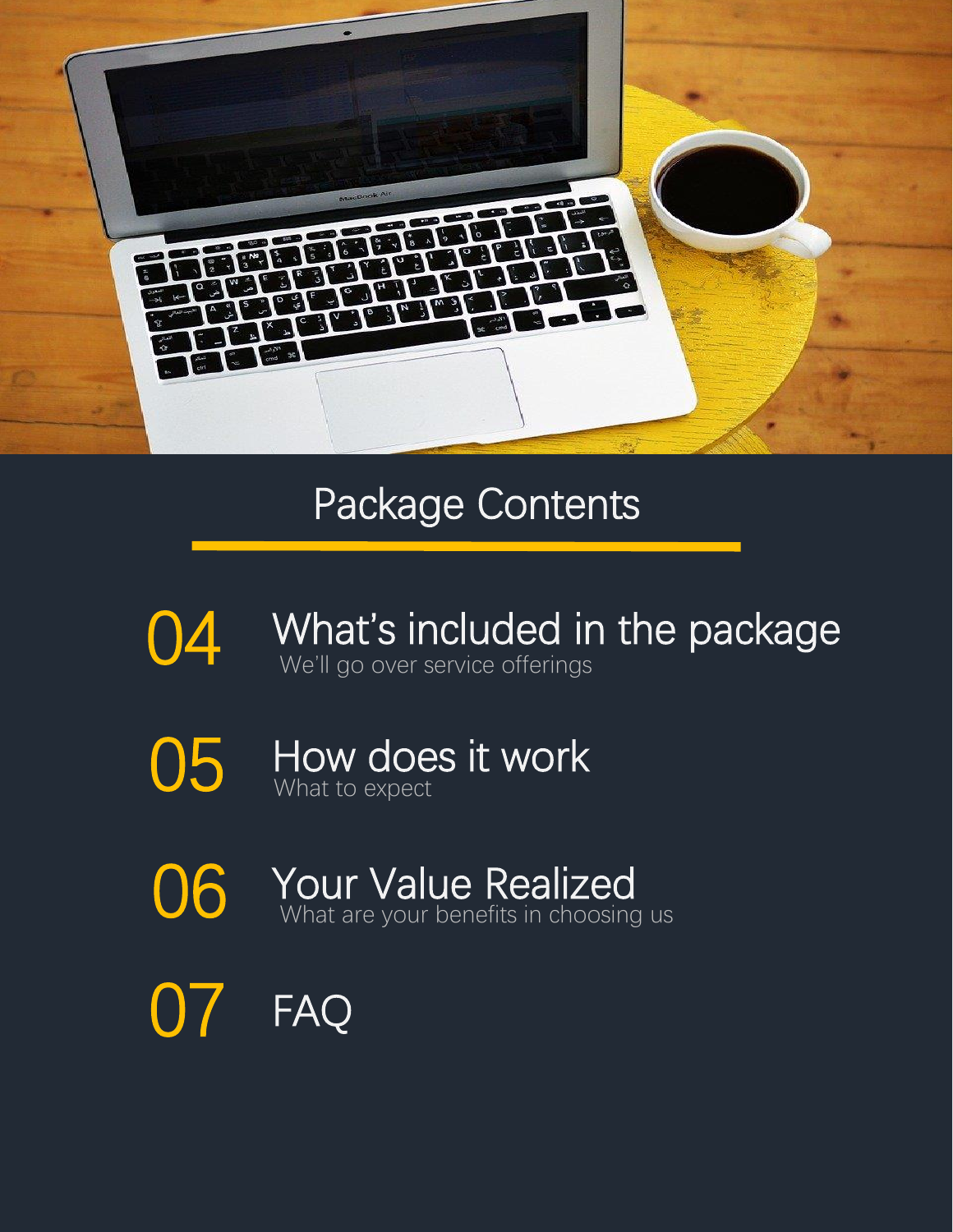# Package Contents

**04** What's included in the package
We'll go over service offerings

**05** How does it work
What to expect

**06** Your Value Realized
What are your benefits in choosing us

**07** FAQ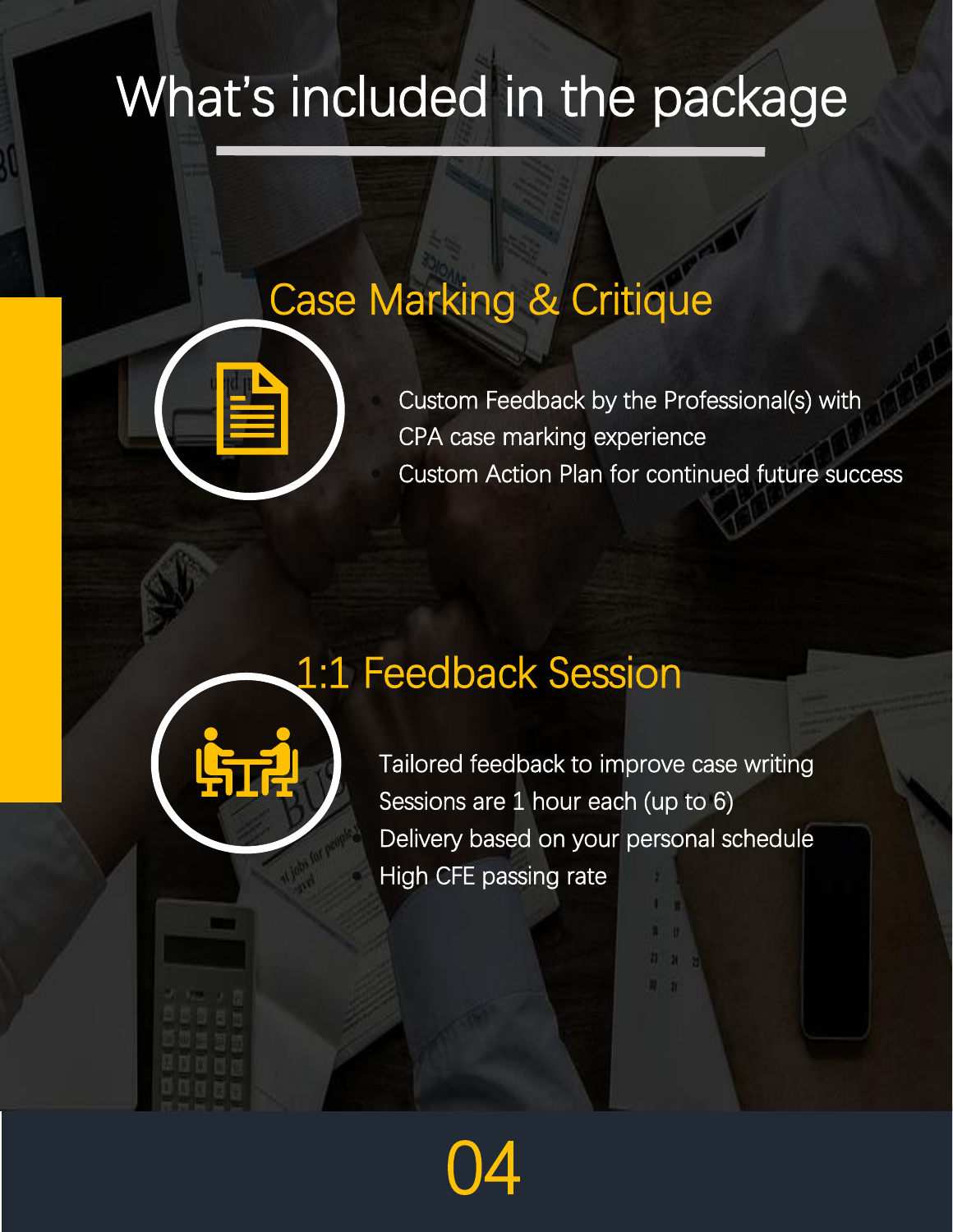# What's included in the package

## Case Marking & Critique

- Custom Feedback by the Professional(s) with CPA case marking experience
- Custom Action Plan for continued future success

## 1:1 Feedback Session

- Tailored feedback to improve case writing
- Sessions are 1 hour each (up to 6)
- Delivery based on your personal schedule
- High CFE passing rate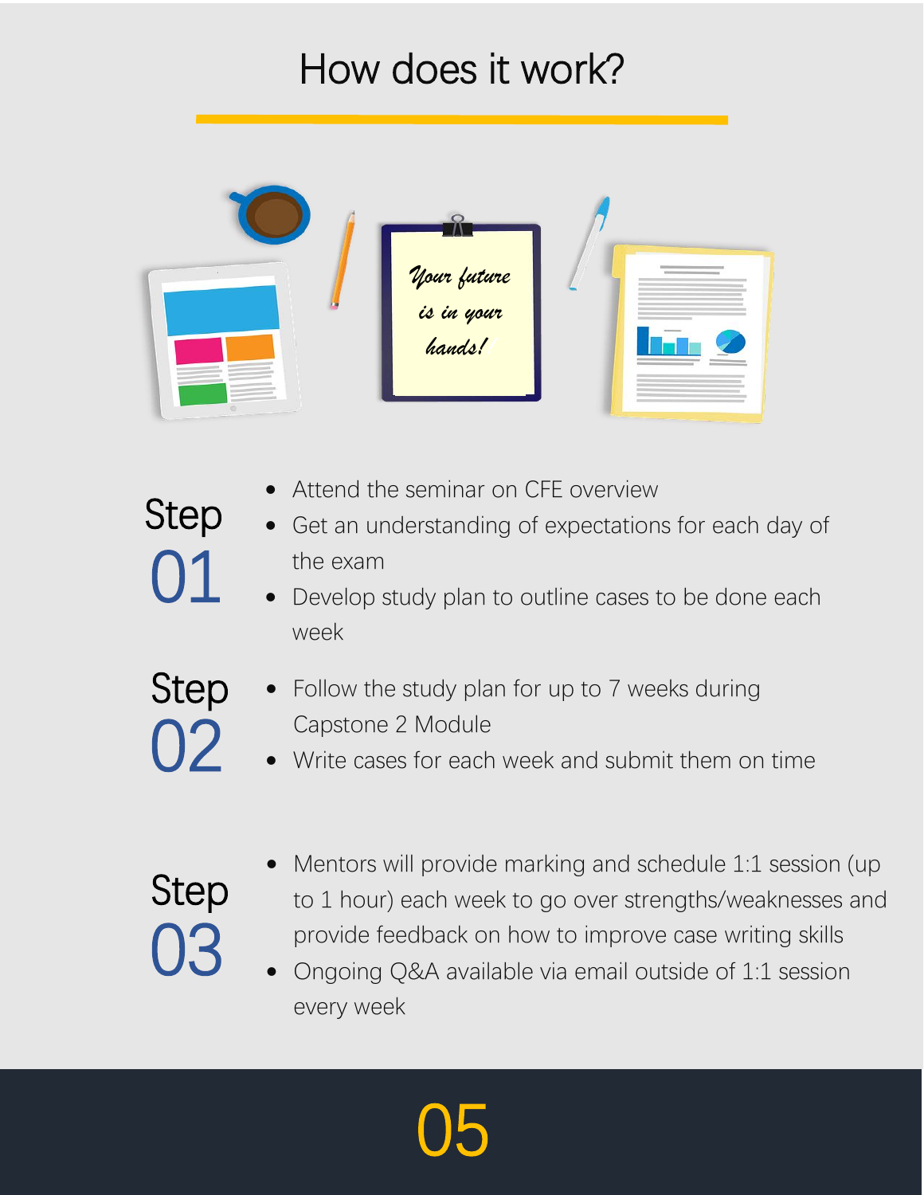# How does it work?

## Step 01

- Attend the seminar on CFE overview
- Get an understanding of expectations for each day of the exam
- Develop study plan to outline cases to be done each week

## Step 02

- Follow the study plan for up to 7 weeks during Capstone 2 Module
- Write cases for each week and submit them on time

## Step 03

- Mentors will provide marking and schedule 1:1 session (up to 1 hour) each week to go over strengths/weaknesses and provide feedback on how to improve case writing skills
- Ongoing Q&A available via email outside of 1:1 session every week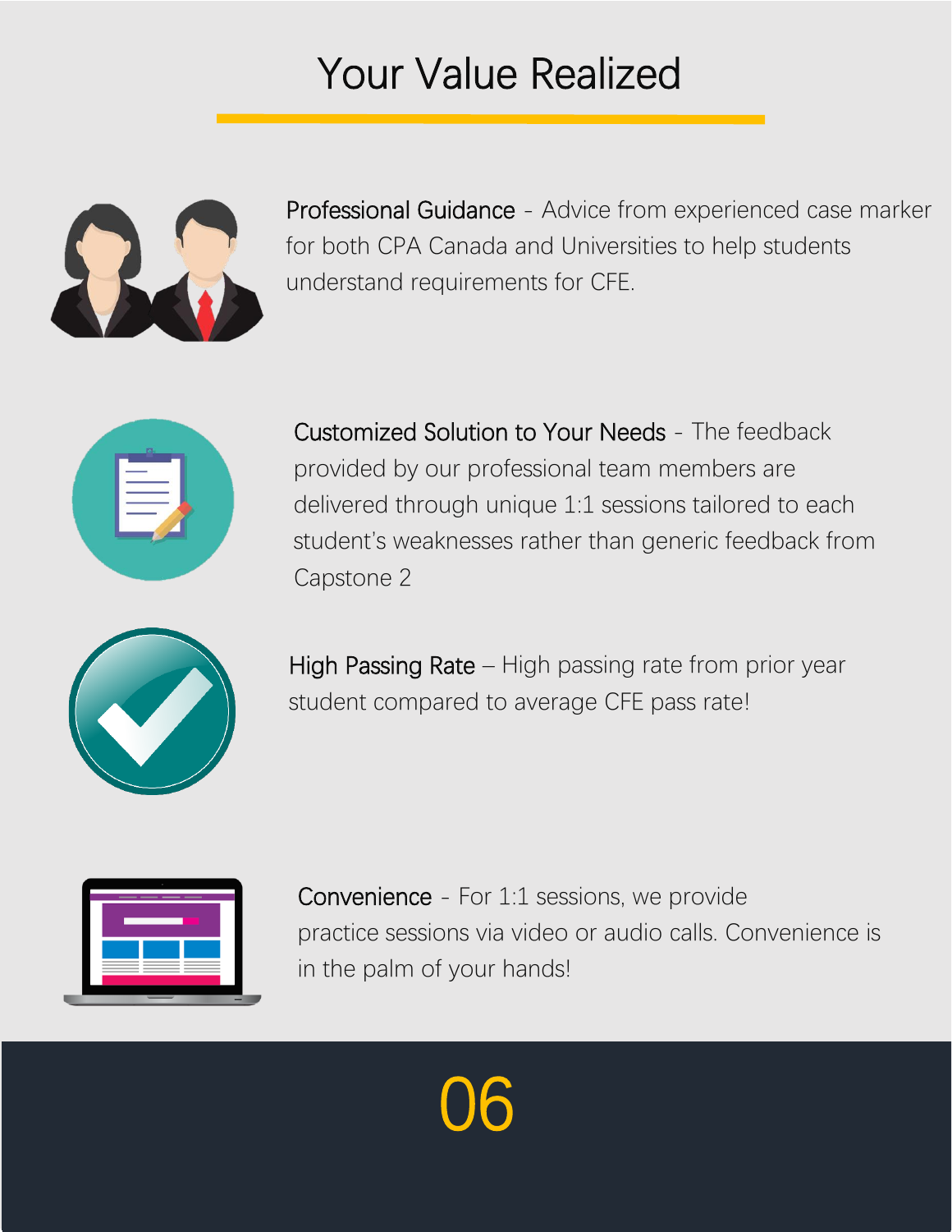# Your Value Realized

**Professional Guidance** - Advice from experienced case marker for both CPA Canada and Universities to help students understand requirements for CFE.

**Customized Solution to Your Needs** - The feedback provided by our professional team members are delivered through unique 1:1 sessions tailored to each student's weaknesses rather than generic feedback from Capstone 2

**High Passing Rate** – High passing rate from prior year student compared to average CFE pass rate!

**Convenience** - For 1:1 sessions, we provide practice sessions via video or audio calls. Convenience is in the palm of your hands!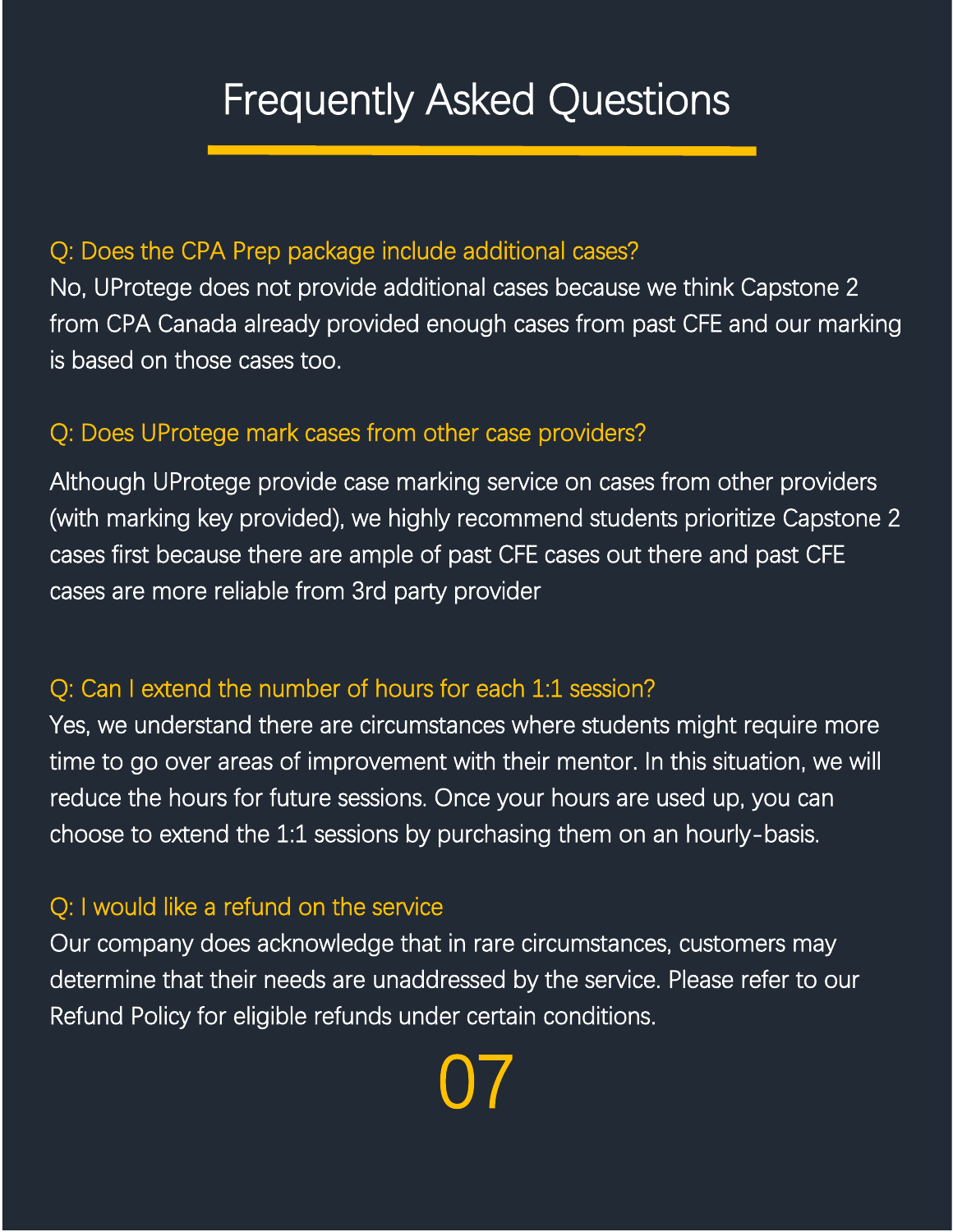# Frequently Asked Questions

**Q: Does the CPA Prep package include additional cases?**

No, UProtege does not provide additional cases because we think Capstone 2 from CPA Canada already provided enough cases from past CFE and our marking is based on those cases too.

**Q: Does UProtege mark cases from other case providers?**

Although UProtege provide case marking service on cases from other providers (with marking key provided), we highly recommend students prioritize Capstone 2 cases first because there are ample of past CFE cases out there and past CFE cases are more reliable from 3rd party provider

**Q: Can I extend the number of hours for each 1:1 session?**

Yes, we understand there are circumstances where students might require more time to go over areas of improvement with their mentor. In this situation, we will reduce the hours for future sessions. Once your hours are used up, you can choose to extend the 1:1 sessions by purchasing them on an hourly-basis.

**Q: I would like a refund on the service**

Our company does acknowledge that in rare circumstances, customers may determine that their needs are unaddressed by the service. Please refer to our Refund Policy for eligible refunds under certain conditions.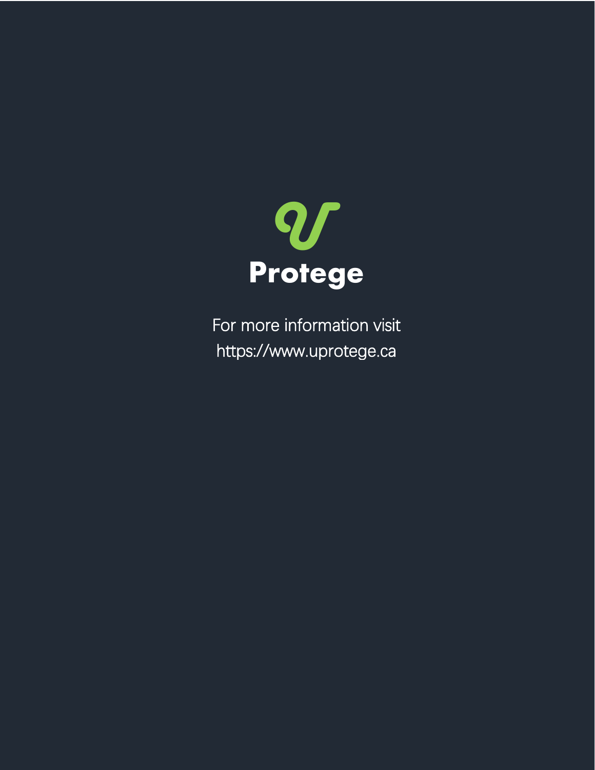**Protege**

For more information visit
https://www.uprotege.ca